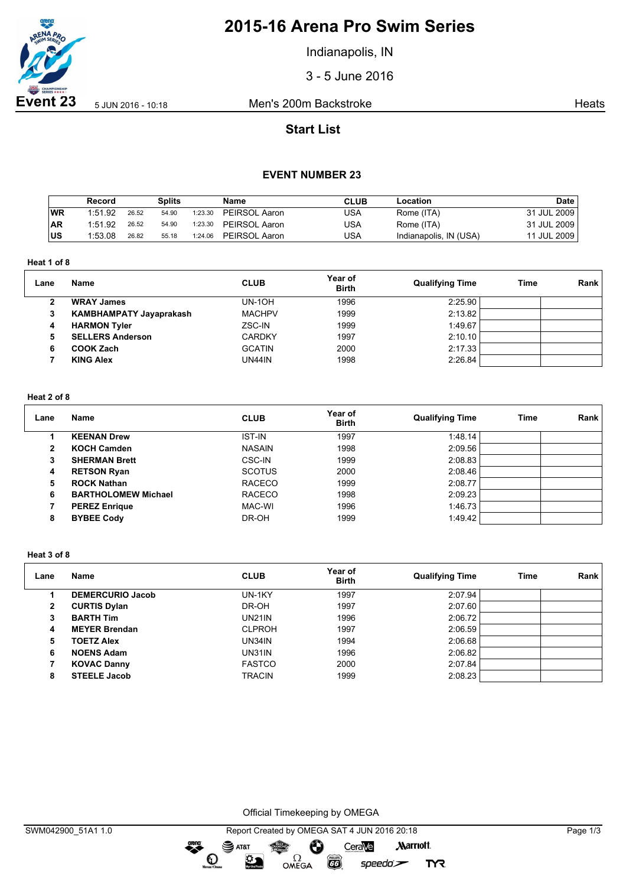# 2015-16 Arena Pro Swim Series

Indianapolis, IN

3 - 5 June 2016

**Event 23** 5 JUN 2016 - 10:18 Men's 200m Backstroke Heats

## Start List

### EVENT NUMBER 23

| | Record | Splits | | | Name | CLUB | Location | Date |
|---|---|---|---|---|---|---|---|---|
| WR | 1:51.92 | 26.52 | 54.90 | 1:23.30 | PEIRSOL Aaron | USA | Rome (ITA) | 31 JUL 2009 |
| AR | 1:51.92 | 26.52 | 54.90 | 1:23.30 | PEIRSOL Aaron | USA | Rome (ITA) | 31 JUL 2009 |
| US | 1:53.08 | 26.82 | 55.18 | 1:24.06 | PEIRSOL Aaron | USA | Indianapolis, IN (USA) | 11 JUL 2009 |

**Heat 1 of 8**

| Lane | Name | CLUB | Year of Birth | Qualifying Time | Time | Rank |
|---|---|---|---|---|---|---|
| 2 | **WRAY James** | UN-1OH | 1996 | 2:25.90 | | |
| 3 | **KAMBHAMPATY Jayaprakash** | MACHPV | 1999 | 2:13.82 | | |
| 4 | **HARMON Tyler** | ZSC-IN | 1999 | 1:49.67 | | |
| 5 | **SELLERS Anderson** | CARDKY | 1997 | 2:10.10 | | |
| 6 | **COOK Zach** | GCATIN | 2000 | 2:17.33 | | |
| 7 | **KING Alex** | UN44IN | 1998 | 2:26.84 | | |

**Heat 2 of 8**

| Lane | Name | CLUB | Year of Birth | Qualifying Time | Time | Rank |
|---|---|---|---|---|---|---|
| 1 | **KEENAN Drew** | IST-IN | 1997 | 1:48.14 | | |
| 2 | **KOCH Camden** | NASAIN | 1998 | 2:09.56 | | |
| 3 | **SHERMAN Brett** | CSC-IN | 1999 | 2:08.83 | | |
| 4 | **RETSON Ryan** | SCOTUS | 2000 | 2:08.46 | | |
| 5 | **ROCK Nathan** | RACECO | 1999 | 2:08.77 | | |
| 6 | **BARTHOLOMEW Michael** | RACECO | 1998 | 2:09.23 | | |
| 7 | **PEREZ Enrique** | MAC-WI | 1996 | 1:46.73 | | |
| 8 | **BYBEE Cody** | DR-OH | 1999 | 1:49.42 | | |

**Heat 3 of 8**

| Lane | Name | CLUB | Year of Birth | Qualifying Time | Time | Rank |
|---|---|---|---|---|---|---|
| 1 | **DEMERCURIO Jacob** | UN-1KY | 1997 | 2:07.94 | | |
| 2 | **CURTIS Dylan** | DR-OH | 1997 | 2:07.60 | | |
| 3 | **BARTH Tim** | UN21IN | 1996 | 2:06.72 | | |
| 4 | **MEYER Brendan** | CLPROH | 1997 | 2:06.59 | | |
| 5 | **TOETZ Alex** | UN34IN | 1994 | 2:06.68 | | |
| 6 | **NOENS Adam** | UN31IN | 1996 | 2:06.82 | | |
| 7 | **KOVAC Danny** | FASTCO | 2000 | 2:07.84 | | |
| 8 | **STEELE Jacob** | TRACIN | 1999 | 2:08.23 | | |

Official Timekeeping by OMEGA

SWM042900_51A1 1.0 Report Created by OMEGA SAT 4 JUN 2016 20:18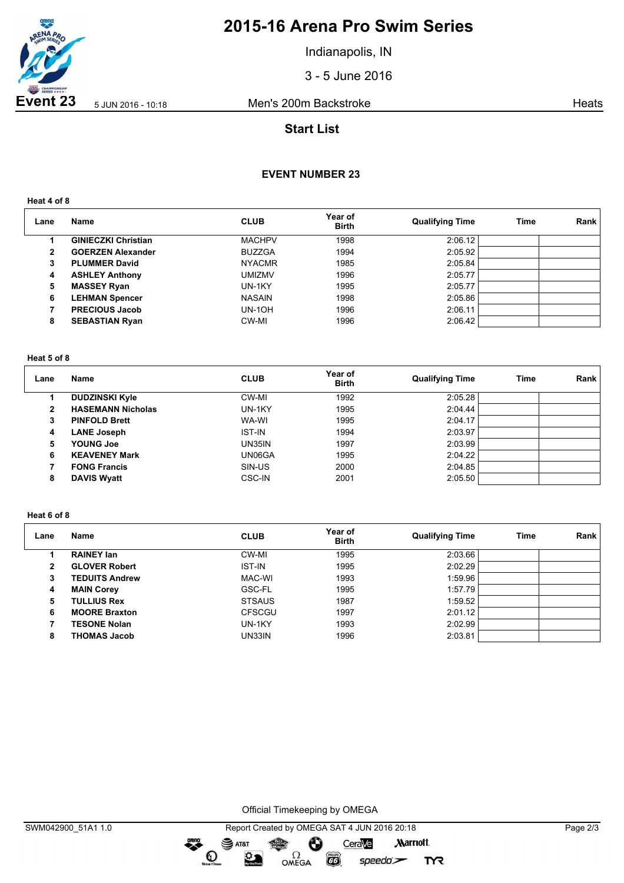# 2015-16 Arena Pro Swim Series

Indianapolis, IN

3 - 5 June 2016

**Event 23** 5 JUN 2016 - 10:18 Men's 200m Backstroke Heats

## Start List

### EVENT NUMBER 23

**Heat 4 of 8**

| Lane | Name | CLUB | Year of Birth | Qualifying Time | Time | Rank |
|---|---|---|---|---|---|---|
| 1 | GINIECZKI Christian | MACHPV | 1998 | 2:06.12 | | |
| 2 | GOERZEN Alexander | BUZZGA | 1994 | 2:05.92 | | |
| 3 | PLUMMER David | NYACMR | 1985 | 2:05.84 | | |
| 4 | ASHLEY Anthony | UMIZMV | 1996 | 2:05.77 | | |
| 5 | MASSEY Ryan | UN-1KY | 1995 | 2:05.77 | | |
| 6 | LEHMAN Spencer | NASAIN | 1998 | 2:05.86 | | |
| 7 | PRECIOUS Jacob | UN-1OH | 1996 | 2:06.11 | | |
| 8 | SEBASTIAN Ryan | CW-MI | 1996 | 2:06.42 | | |

**Heat 5 of 8**

| Lane | Name | CLUB | Year of Birth | Qualifying Time | Time | Rank |
|---|---|---|---|---|---|---|
| 1 | DUDZINSKI Kyle | CW-MI | 1992 | 2:05.28 | | |
| 2 | HASEMANN Nicholas | UN-1KY | 1995 | 2:04.44 | | |
| 3 | PINFOLD Brett | WA-WI | 1995 | 2:04.17 | | |
| 4 | LANE Joseph | IST-IN | 1994 | 2:03.97 | | |
| 5 | YOUNG Joe | UN35IN | 1997 | 2:03.99 | | |
| 6 | KEAVENEY Mark | UN06GA | 1995 | 2:04.22 | | |
| 7 | FONG Francis | SIN-US | 2000 | 2:04.85 | | |
| 8 | DAVIS Wyatt | CSC-IN | 2001 | 2:05.50 | | |

**Heat 6 of 8**

| Lane | Name | CLUB | Year of Birth | Qualifying Time | Time | Rank |
|---|---|---|---|---|---|---|
| 1 | RAINEY Ian | CW-MI | 1995 | 2:03.66 | | |
| 2 | GLOVER Robert | IST-IN | 1995 | 2:02.29 | | |
| 3 | TEDUITS Andrew | MAC-WI | 1993 | 1:59.96 | | |
| 4 | MAIN Corey | GSC-FL | 1995 | 1:57.79 | | |
| 5 | TULLIUS Rex | STSAUS | 1987 | 1:59.52 | | |
| 6 | MOORE Braxton | CFSCGU | 1997 | 2:01.12 | | |
| 7 | TESONE Nolan | UN-1KY | 1993 | 2:02.99 | | |
| 8 | THOMAS Jacob | UN33IN | 1996 | 2:03.81 | | |

Official Timekeeping by OMEGA

SWM042900_51A1 1.0 Report Created by OMEGA SAT 4 JUN 2016 20:18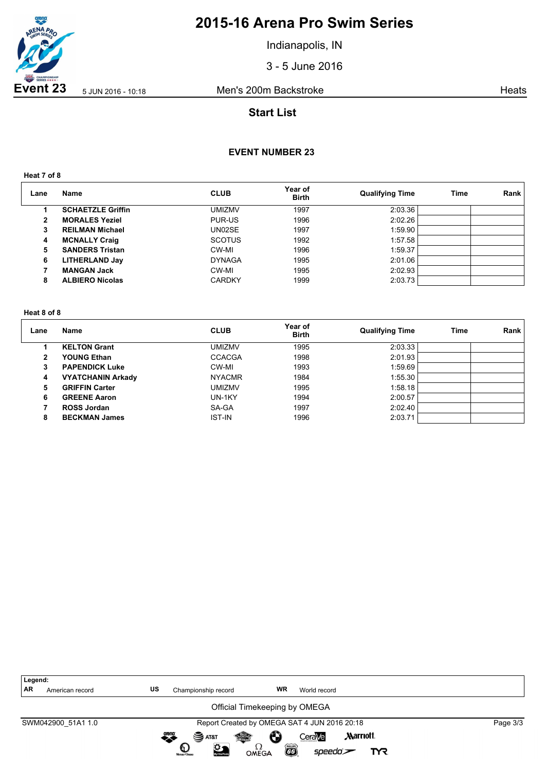# 2015-16 Arena Pro Swim Series

Indianapolis, IN

3 - 5 June 2016

**Event 23** 5 JUN 2016 - 10:18 Men's 200m Backstroke Heats

## Start List

### EVENT NUMBER 23

**Heat 7 of 8**

| Lane | Name | CLUB | Year of Birth | Qualifying Time | Time | Rank |
|---|---|---|---|---|---|---|
| 1 | **SCHAETZLE Griffin** | UMIZMV | 1997 | 2:03.36 | | |
| 2 | **MORALES Yeziel** | PUR-US | 1996 | 2:02.26 | | |
| 3 | **REILMAN Michael** | UN02SE | 1997 | 1:59.90 | | |
| 4 | **MCNALLY Craig** | SCOTUS | 1992 | 1:57.58 | | |
| 5 | **SANDERS Tristan** | CW-MI | 1996 | 1:59.37 | | |
| 6 | **LITHERLAND Jay** | DYNAGA | 1995 | 2:01.06 | | |
| 7 | **MANGAN Jack** | CW-MI | 1995 | 2:02.93 | | |
| 8 | **ALBIERO Nicolas** | CARDKY | 1999 | 2:03.73 | | |

**Heat 8 of 8**

| Lane | Name | CLUB | Year of Birth | Qualifying Time | Time | Rank |
|---|---|---|---|---|---|---|
| 1 | **KELTON Grant** | UMIZMV | 1995 | 2:03.33 | | |
| 2 | **YOUNG Ethan** | CCACGA | 1998 | 2:01.93 | | |
| 3 | **PAPENDICK Luke** | CW-MI | 1993 | 1:59.69 | | |
| 4 | **VYATCHANIN Arkady** | NYACMR | 1984 | 1:55.30 | | |
| 5 | **GRIFFIN Carter** | UMIZMV | 1995 | 1:58.18 | | |
| 6 | **GREENE Aaron** | UN-1KY | 1994 | 2:00.57 | | |
| 7 | **ROSS Jordan** | SA-GA | 1997 | 2:02.40 | | |
| 8 | **BECKMAN James** | IST-IN | 1996 | 2:03.71 | | |

**Legend:**

| | | | | | |
|---|---|---|---|---|---|
| **AR** | American record | **US** | Championship record | **WR** | World record |

Official Timekeeping by OMEGA

SWM042900_51A1 1.0 Report Created by OMEGA SAT 4 JUN 2016 20:18